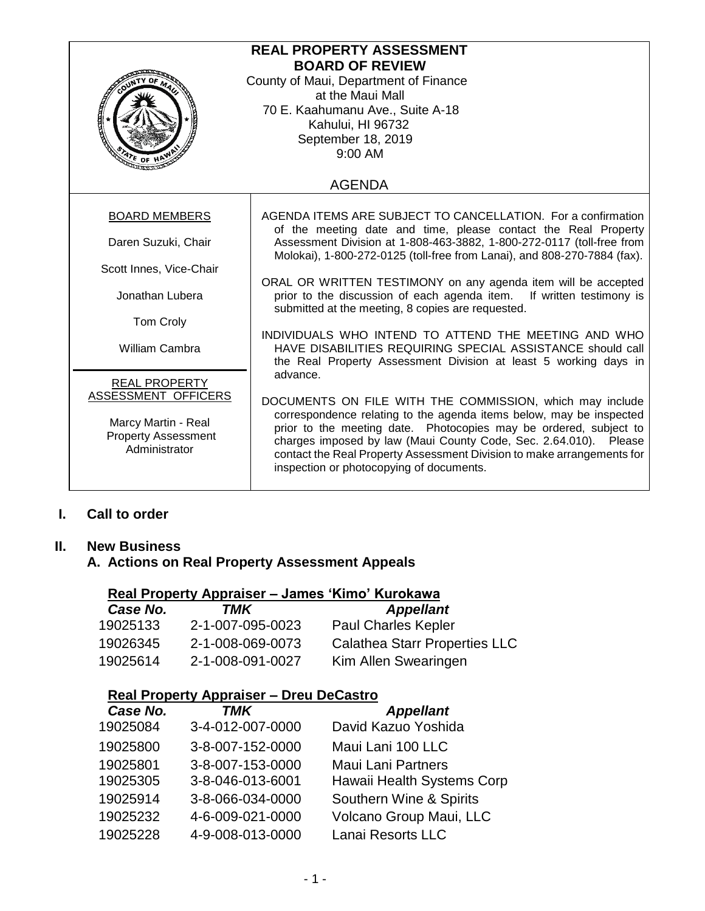# REAL PROPERTY ASSESSMENT BOARD OF REVIEW

County of Maui, Department of Finance
at the Maui Mall
70 E. Kaahumanu Ave., Suite A-18
Kahului, HI 96732
September 18, 2019
9:00 AM

## AGENDA

**BOARD MEMBERS**

Daren Suzuki, Chair

Scott Innes, Vice-Chair

Jonathan Lubera

Tom Croly

William Cambra

**REAL PROPERTY ASSESSMENT OFFICERS**

Marcy Martin - Real Property Assessment Administrator

AGENDA ITEMS ARE SUBJECT TO CANCELLATION. For a confirmation of the meeting date and time, please contact the Real Property Assessment Division at 1-808-463-3882, 1-800-272-0117 (toll-free from Molokai), 1-800-272-0125 (toll-free from Lanai), and 808-270-7884 (fax).

ORAL OR WRITTEN TESTIMONY on any agenda item will be accepted prior to the discussion of each agenda item. If written testimony is submitted at the meeting, 8 copies are requested.

INDIVIDUALS WHO INTEND TO ATTEND THE MEETING AND WHO HAVE DISABILITIES REQUIRING SPECIAL ASSISTANCE should call the Real Property Assessment Division at least 5 working days in advance.

DOCUMENTS ON FILE WITH THE COMMISSION, which may include correspondence relating to the agenda items below, may be inspected prior to the meeting date. Photocopies may be ordered, subject to charges imposed by law (Maui County Code, Sec. 2.64.010). Please contact the Real Property Assessment Division to make arrangements for inspection or photocopying of documents.

## I. Call to order

## II. New Business

### A. Actions on Real Property Assessment Appeals

**Real Property Appraiser – James 'Kimo' Kurokawa**

| *Case No.* | *TMK* | *Appellant* |
|---|---|---|
| 19025133 | 2-1-007-095-0023 | Paul Charles Kepler |
| 19026345 | 2-1-008-069-0073 | Calathea Starr Properties LLC |
| 19025614 | 2-1-008-091-0027 | Kim Allen Swearingen |

**Real Property Appraiser – Dreu DeCastro**

| *Case No.* | *TMK* | *Appellant* |
|---|---|---|
| 19025084 | 3-4-012-007-0000 | David Kazuo Yoshida |
| 19025800 | 3-8-007-152-0000 | Maui Lani 100 LLC |
| 19025801 | 3-8-007-153-0000 | Maui Lani Partners |
| 19025305 | 3-8-046-013-6001 | Hawaii Health Systems Corp |
| 19025914 | 3-8-066-034-0000 | Southern Wine & Spirits |
| 19025232 | 4-6-009-021-0000 | Volcano Group Maui, LLC |
| 19025228 | 4-9-008-013-0000 | Lanai Resorts LLC |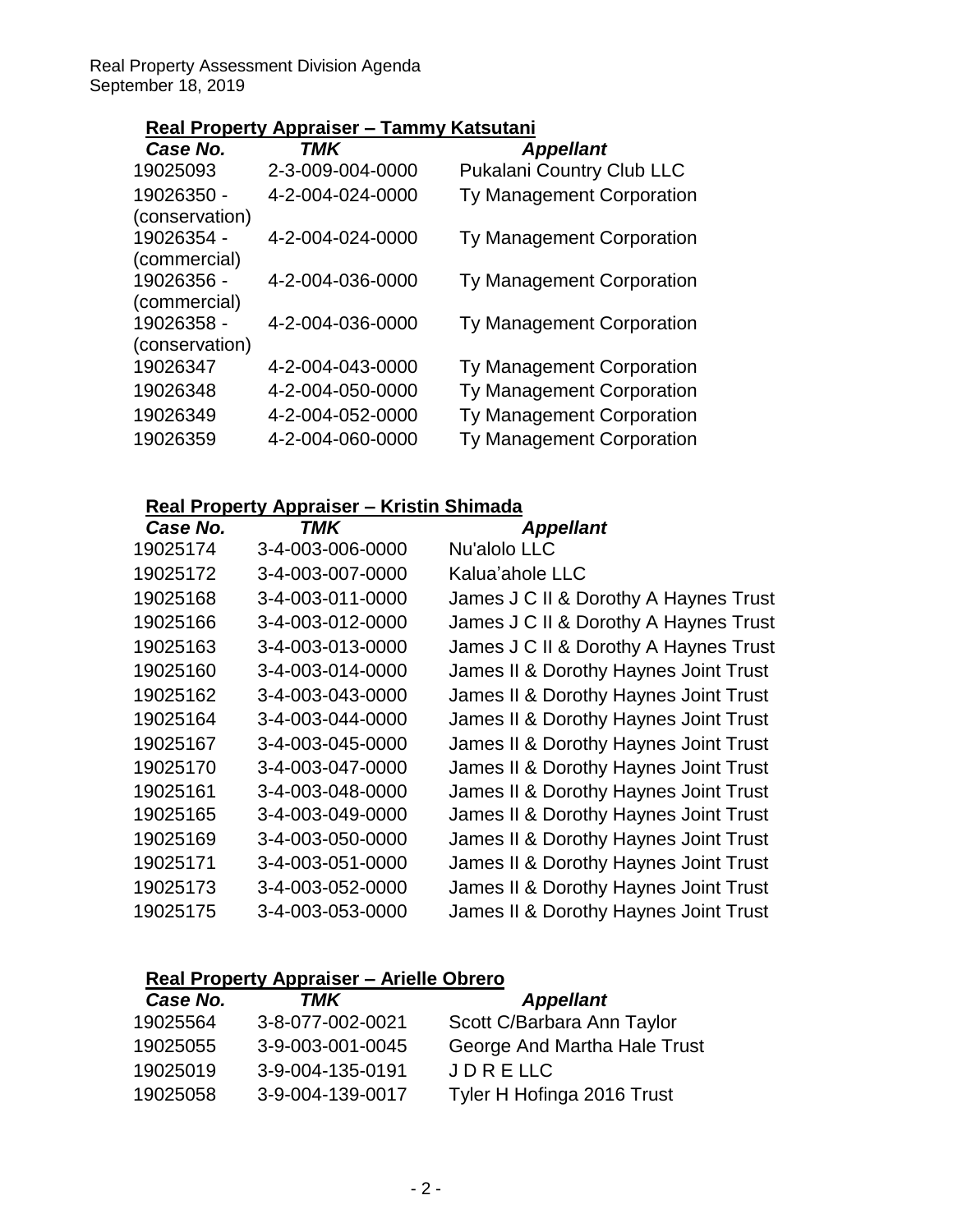### Real Property Appraiser – Tammy Katsutani

| *Case No.* | *TMK* | *Appellant* |
|---|---|---|
| 19025093 | 2-3-009-004-0000 | Pukalani Country Club LLC |
| 19026350 - (conservation) | 4-2-004-024-0000 | Ty Management Corporation |
| 19026354 - (commercial) | 4-2-004-024-0000 | Ty Management Corporation |
| 19026356 - (commercial) | 4-2-004-036-0000 | Ty Management Corporation |
| 19026358 - (conservation) | 4-2-004-036-0000 | Ty Management Corporation |
| 19026347 | 4-2-004-043-0000 | Ty Management Corporation |
| 19026348 | 4-2-004-050-0000 | Ty Management Corporation |
| 19026349 | 4-2-004-052-0000 | Ty Management Corporation |
| 19026359 | 4-2-004-060-0000 | Ty Management Corporation |

### Real Property Appraiser – Kristin Shimada

| *Case No.* | *TMK* | *Appellant* |
|---|---|---|
| 19025174 | 3-4-003-006-0000 | Nu'alolo LLC |
| 19025172 | 3-4-003-007-0000 | Kalua'ahole LLC |
| 19025168 | 3-4-003-011-0000 | James J C II & Dorothy A Haynes Trust |
| 19025166 | 3-4-003-012-0000 | James J C II & Dorothy A Haynes Trust |
| 19025163 | 3-4-003-013-0000 | James J C II & Dorothy A Haynes Trust |
| 19025160 | 3-4-003-014-0000 | James II & Dorothy Haynes Joint Trust |
| 19025162 | 3-4-003-043-0000 | James II & Dorothy Haynes Joint Trust |
| 19025164 | 3-4-003-044-0000 | James II & Dorothy Haynes Joint Trust |
| 19025167 | 3-4-003-045-0000 | James II & Dorothy Haynes Joint Trust |
| 19025170 | 3-4-003-047-0000 | James II & Dorothy Haynes Joint Trust |
| 19025161 | 3-4-003-048-0000 | James II & Dorothy Haynes Joint Trust |
| 19025165 | 3-4-003-049-0000 | James II & Dorothy Haynes Joint Trust |
| 19025169 | 3-4-003-050-0000 | James II & Dorothy Haynes Joint Trust |
| 19025171 | 3-4-003-051-0000 | James II & Dorothy Haynes Joint Trust |
| 19025173 | 3-4-003-052-0000 | James II & Dorothy Haynes Joint Trust |
| 19025175 | 3-4-003-053-0000 | James II & Dorothy Haynes Joint Trust |

### Real Property Appraiser – Arielle Obrero

| *Case No.* | *TMK* | *Appellant* |
|---|---|---|
| 19025564 | 3-8-077-002-0021 | Scott C/Barbara Ann Taylor |
| 19025055 | 3-9-003-001-0045 | George And Martha Hale Trust |
| 19025019 | 3-9-004-135-0191 | J D R E LLC |
| 19025058 | 3-9-004-139-0017 | Tyler H Hofinga 2016 Trust |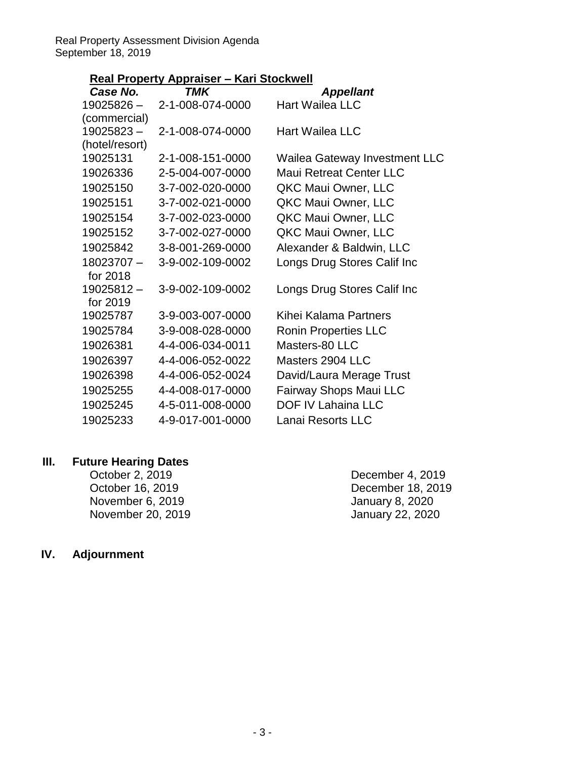**Real Property Appraiser – Kari Stockwell**

| *Case No.* | *TMK* | *Appellant* |
|---|---|---|
| 19025826 – (commercial) | 2-1-008-074-0000 | Hart Wailea LLC |
| 19025823 – (hotel/resort) | 2-1-008-074-0000 | Hart Wailea LLC |
| 19025131 | 2-1-008-151-0000 | Wailea Gateway Investment LLC |
| 19026336 | 2-5-004-007-0000 | Maui Retreat Center LLC |
| 19025150 | 3-7-002-020-0000 | QKC Maui Owner, LLC |
| 19025151 | 3-7-002-021-0000 | QKC Maui Owner, LLC |
| 19025154 | 3-7-002-023-0000 | QKC Maui Owner, LLC |
| 19025152 | 3-7-002-027-0000 | QKC Maui Owner, LLC |
| 19025842 | 3-8-001-269-0000 | Alexander & Baldwin, LLC |
| 18023707 – for 2018 | 3-9-002-109-0002 | Longs Drug Stores Calif Inc |
| 19025812 – for 2019 | 3-9-002-109-0002 | Longs Drug Stores Calif Inc |
| 19025787 | 3-9-003-007-0000 | Kihei Kalama Partners |
| 19025784 | 3-9-008-028-0000 | Ronin Properties LLC |
| 19026381 | 4-4-006-034-0011 | Masters-80 LLC |
| 19026397 | 4-4-006-052-0022 | Masters 2904 LLC |
| 19026398 | 4-4-006-052-0024 | David/Laura Merage Trust |
| 19025255 | 4-4-008-017-0000 | Fairway Shops Maui LLC |
| 19025245 | 4-5-011-008-0000 | DOF IV Lahaina LLC |
| 19025233 | 4-9-017-001-0000 | Lanai Resorts LLC |

## III. Future Hearing Dates

October 2, 2019
October 16, 2019
November 6, 2019
November 20, 2019
December 4, 2019
December 18, 2019
January 8, 2020
January 22, 2020

## IV. Adjournment